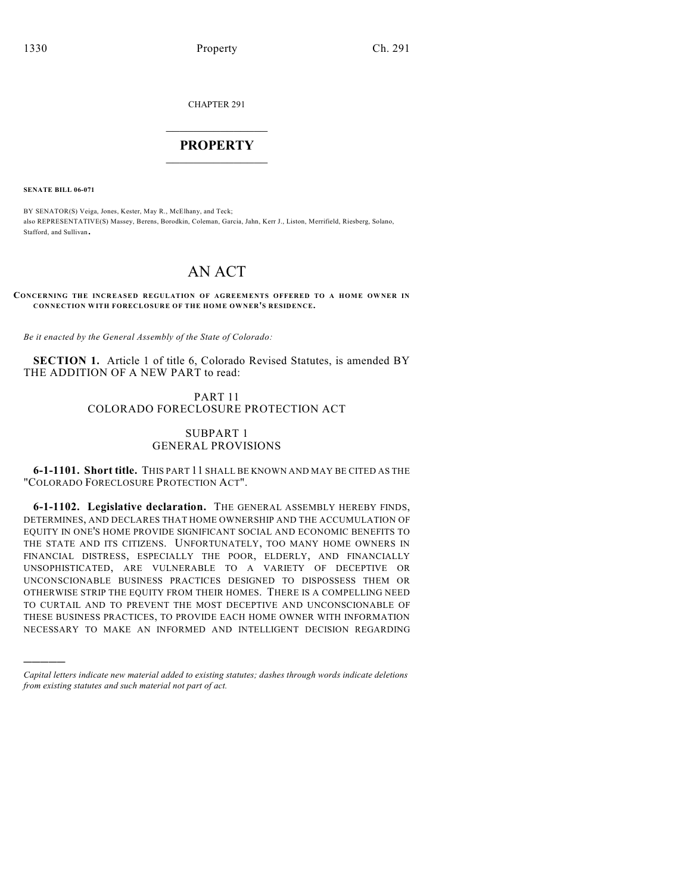CHAPTER 291

# PROPERTY

**SENATE BILL 06-071**

BY SENATOR(S) Veiga, Jones, Kester, May R., McElhany, and Teck;
also REPRESENTATIVE(S) Massey, Berens, Borodkin, Coleman, Garcia, Jahn, Kerr J., Liston, Merrifield, Riesberg, Solano, Stafford, and Sullivan.

# AN ACT

**CONCERNING THE INCREASED REGULATION OF AGREEMENTS OFFERED TO A HOME OWNER IN CONNECTION WITH FORECLOSURE OF THE HOME OWNER'S RESIDENCE.**

*Be it enacted by the General Assembly of the State of Colorado:*

**SECTION 1.** Article 1 of title 6, Colorado Revised Statutes, is amended BY THE ADDITION OF A NEW PART to read:

PART 11
COLORADO FORECLOSURE PROTECTION ACT

SUBPART 1
GENERAL PROVISIONS

**6-1-1101. Short title.** THIS PART 11 SHALL BE KNOWN AND MAY BE CITED AS THE "COLORADO FORECLOSURE PROTECTION ACT".

**6-1-1102. Legislative declaration.** THE GENERAL ASSEMBLY HEREBY FINDS, DETERMINES, AND DECLARES THAT HOME OWNERSHIP AND THE ACCUMULATION OF EQUITY IN ONE'S HOME PROVIDE SIGNIFICANT SOCIAL AND ECONOMIC BENEFITS TO THE STATE AND ITS CITIZENS. UNFORTUNATELY, TOO MANY HOME OWNERS IN FINANCIAL DISTRESS, ESPECIALLY THE POOR, ELDERLY, AND FINANCIALLY UNSOPHISTICATED, ARE VULNERABLE TO A VARIETY OF DECEPTIVE OR UNCONSCIONABLE BUSINESS PRACTICES DESIGNED TO DISPOSSESS THEM OR OTHERWISE STRIP THE EQUITY FROM THEIR HOMES. THERE IS A COMPELLING NEED TO CURTAIL AND TO PREVENT THE MOST DECEPTIVE AND UNCONSCIONABLE OF THESE BUSINESS PRACTICES, TO PROVIDE EACH HOME OWNER WITH INFORMATION NECESSARY TO MAKE AN INFORMED AND INTELLIGENT DECISION REGARDING

---

*Capital letters indicate new material added to existing statutes; dashes through words indicate deletions from existing statutes and such material not part of act.*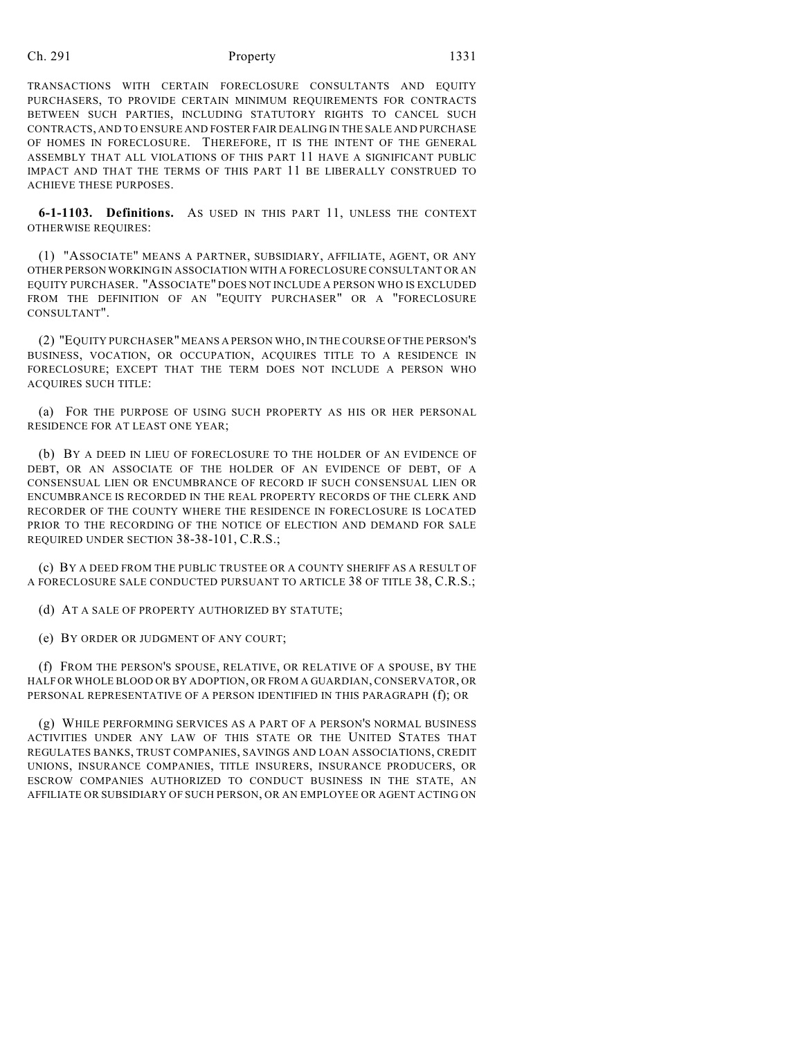TRANSACTIONS WITH CERTAIN FORECLOSURE CONSULTANTS AND EQUITY PURCHASERS, TO PROVIDE CERTAIN MINIMUM REQUIREMENTS FOR CONTRACTS BETWEEN SUCH PARTIES, INCLUDING STATUTORY RIGHTS TO CANCEL SUCH CONTRACTS, AND TO ENSURE AND FOSTER FAIR DEALING IN THE SALE AND PURCHASE OF HOMES IN FORECLOSURE. THEREFORE, IT IS THE INTENT OF THE GENERAL ASSEMBLY THAT ALL VIOLATIONS OF THIS PART 11 HAVE A SIGNIFICANT PUBLIC IMPACT AND THAT THE TERMS OF THIS PART 11 BE LIBERALLY CONSTRUED TO ACHIEVE THESE PURPOSES.

**6-1-1103. Definitions.** AS USED IN THIS PART 11, UNLESS THE CONTEXT OTHERWISE REQUIRES:

(1) "ASSOCIATE" MEANS A PARTNER, SUBSIDIARY, AFFILIATE, AGENT, OR ANY OTHER PERSON WORKING IN ASSOCIATION WITH A FORECLOSURE CONSULTANT OR AN EQUITY PURCHASER. "ASSOCIATE" DOES NOT INCLUDE A PERSON WHO IS EXCLUDED FROM THE DEFINITION OF AN "EQUITY PURCHASER" OR A "FORECLOSURE CONSULTANT".

(2) "EQUITY PURCHASER" MEANS A PERSON WHO, IN THE COURSE OF THE PERSON'S BUSINESS, VOCATION, OR OCCUPATION, ACQUIRES TITLE TO A RESIDENCE IN FORECLOSURE; EXCEPT THAT THE TERM DOES NOT INCLUDE A PERSON WHO ACQUIRES SUCH TITLE:

(a) FOR THE PURPOSE OF USING SUCH PROPERTY AS HIS OR HER PERSONAL RESIDENCE FOR AT LEAST ONE YEAR;

(b) BY A DEED IN LIEU OF FORECLOSURE TO THE HOLDER OF AN EVIDENCE OF DEBT, OR AN ASSOCIATE OF THE HOLDER OF AN EVIDENCE OF DEBT, OF A CONSENSUAL LIEN OR ENCUMBRANCE OF RECORD IF SUCH CONSENSUAL LIEN OR ENCUMBRANCE IS RECORDED IN THE REAL PROPERTY RECORDS OF THE CLERK AND RECORDER OF THE COUNTY WHERE THE RESIDENCE IN FORECLOSURE IS LOCATED PRIOR TO THE RECORDING OF THE NOTICE OF ELECTION AND DEMAND FOR SALE REQUIRED UNDER SECTION 38-38-101, C.R.S.;

(c) BY A DEED FROM THE PUBLIC TRUSTEE OR A COUNTY SHERIFF AS A RESULT OF A FORECLOSURE SALE CONDUCTED PURSUANT TO ARTICLE 38 OF TITLE 38, C.R.S.;

(d) AT A SALE OF PROPERTY AUTHORIZED BY STATUTE;

(e) BY ORDER OR JUDGMENT OF ANY COURT;

(f) FROM THE PERSON'S SPOUSE, RELATIVE, OR RELATIVE OF A SPOUSE, BY THE HALF OR WHOLE BLOOD OR BY ADOPTION, OR FROM A GUARDIAN, CONSERVATOR, OR PERSONAL REPRESENTATIVE OF A PERSON IDENTIFIED IN THIS PARAGRAPH (f); OR

(g) WHILE PERFORMING SERVICES AS A PART OF A PERSON'S NORMAL BUSINESS ACTIVITIES UNDER ANY LAW OF THIS STATE OR THE UNITED STATES THAT REGULATES BANKS, TRUST COMPANIES, SAVINGS AND LOAN ASSOCIATIONS, CREDIT UNIONS, INSURANCE COMPANIES, TITLE INSURERS, INSURANCE PRODUCERS, OR ESCROW COMPANIES AUTHORIZED TO CONDUCT BUSINESS IN THE STATE, AN AFFILIATE OR SUBSIDIARY OF SUCH PERSON, OR AN EMPLOYEE OR AGENT ACTING ON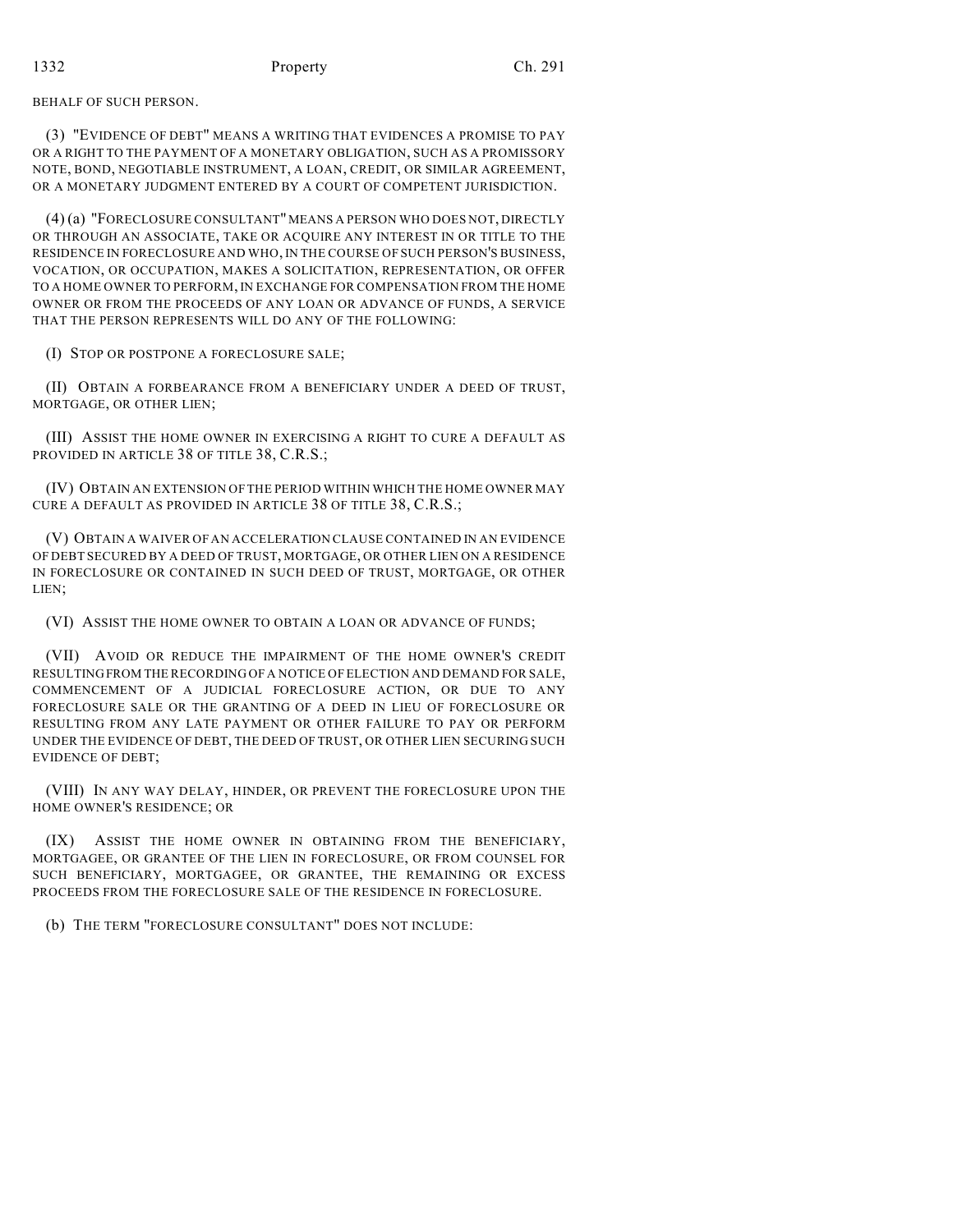BEHALF OF SUCH PERSON.

(3) "EVIDENCE OF DEBT" MEANS A WRITING THAT EVIDENCES A PROMISE TO PAY OR A RIGHT TO THE PAYMENT OF A MONETARY OBLIGATION, SUCH AS A PROMISSORY NOTE, BOND, NEGOTIABLE INSTRUMENT, A LOAN, CREDIT, OR SIMILAR AGREEMENT, OR A MONETARY JUDGMENT ENTERED BY A COURT OF COMPETENT JURISDICTION.

(4) (a) "FORECLOSURE CONSULTANT" MEANS A PERSON WHO DOES NOT, DIRECTLY OR THROUGH AN ASSOCIATE, TAKE OR ACQUIRE ANY INTEREST IN OR TITLE TO THE RESIDENCE IN FORECLOSURE AND WHO, IN THE COURSE OF SUCH PERSON'S BUSINESS, VOCATION, OR OCCUPATION, MAKES A SOLICITATION, REPRESENTATION, OR OFFER TO A HOME OWNER TO PERFORM, IN EXCHANGE FOR COMPENSATION FROM THE HOME OWNER OR FROM THE PROCEEDS OF ANY LOAN OR ADVANCE OF FUNDS, A SERVICE THAT THE PERSON REPRESENTS WILL DO ANY OF THE FOLLOWING:

(I) STOP OR POSTPONE A FORECLOSURE SALE;

(II) OBTAIN A FORBEARANCE FROM A BENEFICIARY UNDER A DEED OF TRUST, MORTGAGE, OR OTHER LIEN;

(III) ASSIST THE HOME OWNER IN EXERCISING A RIGHT TO CURE A DEFAULT AS PROVIDED IN ARTICLE 38 OF TITLE 38, C.R.S.;

(IV) OBTAIN AN EXTENSION OF THE PERIOD WITHIN WHICH THE HOME OWNER MAY CURE A DEFAULT AS PROVIDED IN ARTICLE 38 OF TITLE 38, C.R.S.;

(V) OBTAIN A WAIVER OF AN ACCELERATION CLAUSE CONTAINED IN AN EVIDENCE OF DEBT SECURED BY A DEED OF TRUST, MORTGAGE, OR OTHER LIEN ON A RESIDENCE IN FORECLOSURE OR CONTAINED IN SUCH DEED OF TRUST, MORTGAGE, OR OTHER LIEN;

(VI) ASSIST THE HOME OWNER TO OBTAIN A LOAN OR ADVANCE OF FUNDS;

(VII) AVOID OR REDUCE THE IMPAIRMENT OF THE HOME OWNER'S CREDIT RESULTING FROM THE RECORDING OF A NOTICE OF ELECTION AND DEMAND FOR SALE, COMMENCEMENT OF A JUDICIAL FORECLOSURE ACTION, OR DUE TO ANY FORECLOSURE SALE OR THE GRANTING OF A DEED IN LIEU OF FORECLOSURE OR RESULTING FROM ANY LATE PAYMENT OR OTHER FAILURE TO PAY OR PERFORM UNDER THE EVIDENCE OF DEBT, THE DEED OF TRUST, OR OTHER LIEN SECURING SUCH EVIDENCE OF DEBT;

(VIII) IN ANY WAY DELAY, HINDER, OR PREVENT THE FORECLOSURE UPON THE HOME OWNER'S RESIDENCE; OR

(IX) ASSIST THE HOME OWNER IN OBTAINING FROM THE BENEFICIARY, MORTGAGEE, OR GRANTEE OF THE LIEN IN FORECLOSURE, OR FROM COUNSEL FOR SUCH BENEFICIARY, MORTGAGEE, OR GRANTEE, THE REMAINING OR EXCESS PROCEEDS FROM THE FORECLOSURE SALE OF THE RESIDENCE IN FORECLOSURE.

(b) THE TERM "FORECLOSURE CONSULTANT" DOES NOT INCLUDE: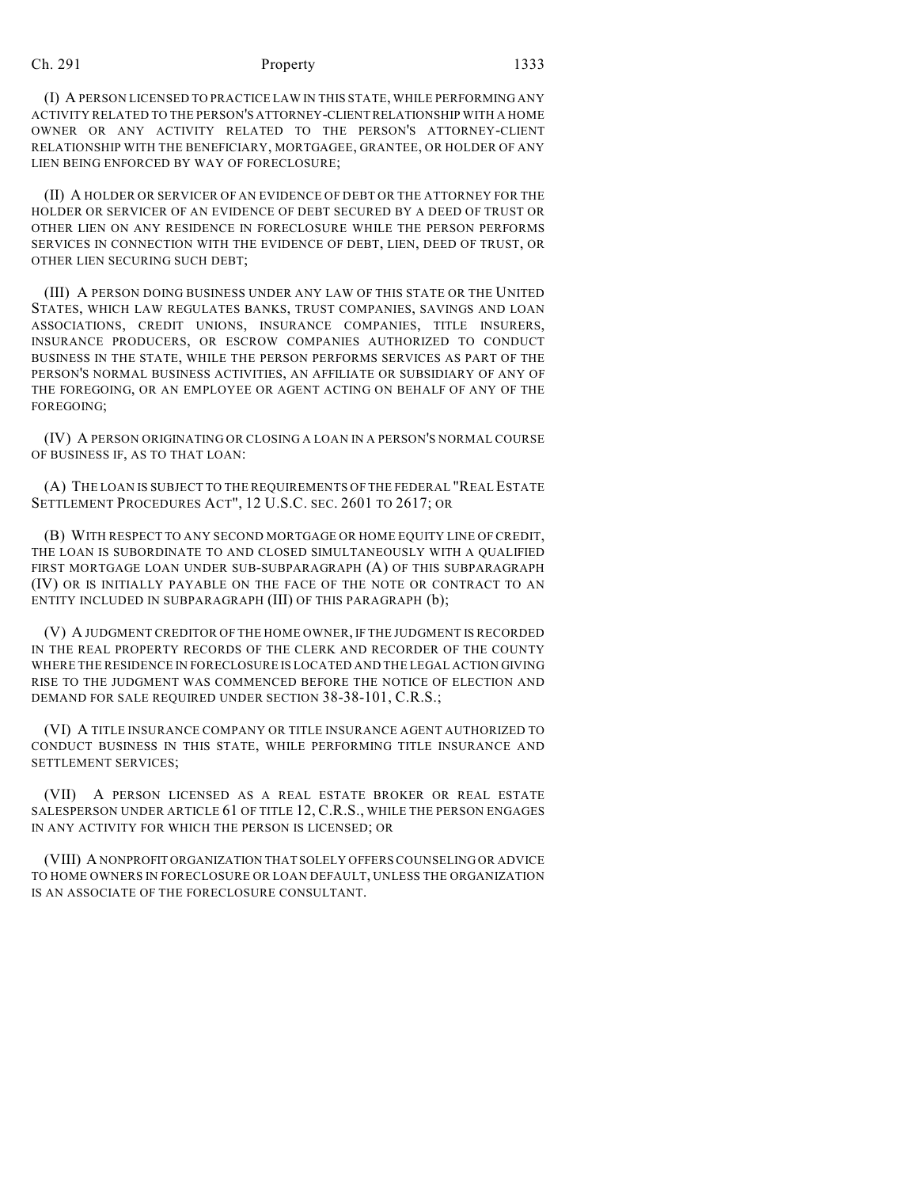(I) A PERSON LICENSED TO PRACTICE LAW IN THIS STATE, WHILE PERFORMING ANY ACTIVITY RELATED TO THE PERSON'S ATTORNEY-CLIENT RELATIONSHIP WITH A HOME OWNER OR ANY ACTIVITY RELATED TO THE PERSON'S ATTORNEY-CLIENT RELATIONSHIP WITH THE BENEFICIARY, MORTGAGEE, GRANTEE, OR HOLDER OF ANY LIEN BEING ENFORCED BY WAY OF FORECLOSURE;

(II) A HOLDER OR SERVICER OF AN EVIDENCE OF DEBT OR THE ATTORNEY FOR THE HOLDER OR SERVICER OF AN EVIDENCE OF DEBT SECURED BY A DEED OF TRUST OR OTHER LIEN ON ANY RESIDENCE IN FORECLOSURE WHILE THE PERSON PERFORMS SERVICES IN CONNECTION WITH THE EVIDENCE OF DEBT, LIEN, DEED OF TRUST, OR OTHER LIEN SECURING SUCH DEBT;

(III) A PERSON DOING BUSINESS UNDER ANY LAW OF THIS STATE OR THE UNITED STATES, WHICH LAW REGULATES BANKS, TRUST COMPANIES, SAVINGS AND LOAN ASSOCIATIONS, CREDIT UNIONS, INSURANCE COMPANIES, TITLE INSURERS, INSURANCE PRODUCERS, OR ESCROW COMPANIES AUTHORIZED TO CONDUCT BUSINESS IN THE STATE, WHILE THE PERSON PERFORMS SERVICES AS PART OF THE PERSON'S NORMAL BUSINESS ACTIVITIES, AN AFFILIATE OR SUBSIDIARY OF ANY OF THE FOREGOING, OR AN EMPLOYEE OR AGENT ACTING ON BEHALF OF ANY OF THE FOREGOING;

(IV) A PERSON ORIGINATING OR CLOSING A LOAN IN A PERSON'S NORMAL COURSE OF BUSINESS IF, AS TO THAT LOAN:

(A) THE LOAN IS SUBJECT TO THE REQUIREMENTS OF THE FEDERAL "REAL ESTATE SETTLEMENT PROCEDURES ACT", 12 U.S.C. SEC. 2601 TO 2617; OR

(B) WITH RESPECT TO ANY SECOND MORTGAGE OR HOME EQUITY LINE OF CREDIT, THE LOAN IS SUBORDINATE TO AND CLOSED SIMULTANEOUSLY WITH A QUALIFIED FIRST MORTGAGE LOAN UNDER SUB-SUBPARAGRAPH (A) OF THIS SUBPARAGRAPH (IV) OR IS INITIALLY PAYABLE ON THE FACE OF THE NOTE OR CONTRACT TO AN ENTITY INCLUDED IN SUBPARAGRAPH (III) OF THIS PARAGRAPH (b);

(V) A JUDGMENT CREDITOR OF THE HOME OWNER, IF THE JUDGMENT IS RECORDED IN THE REAL PROPERTY RECORDS OF THE CLERK AND RECORDER OF THE COUNTY WHERE THE RESIDENCE IN FORECLOSURE IS LOCATED AND THE LEGAL ACTION GIVING RISE TO THE JUDGMENT WAS COMMENCED BEFORE THE NOTICE OF ELECTION AND DEMAND FOR SALE REQUIRED UNDER SECTION 38-38-101, C.R.S.;

(VI) A TITLE INSURANCE COMPANY OR TITLE INSURANCE AGENT AUTHORIZED TO CONDUCT BUSINESS IN THIS STATE, WHILE PERFORMING TITLE INSURANCE AND SETTLEMENT SERVICES;

(VII) A PERSON LICENSED AS A REAL ESTATE BROKER OR REAL ESTATE SALESPERSON UNDER ARTICLE 61 OF TITLE 12, C.R.S., WHILE THE PERSON ENGAGES IN ANY ACTIVITY FOR WHICH THE PERSON IS LICENSED; OR

(VIII) A NONPROFIT ORGANIZATION THAT SOLELY OFFERS COUNSELING OR ADVICE TO HOME OWNERS IN FORECLOSURE OR LOAN DEFAULT, UNLESS THE ORGANIZATION IS AN ASSOCIATE OF THE FORECLOSURE CONSULTANT.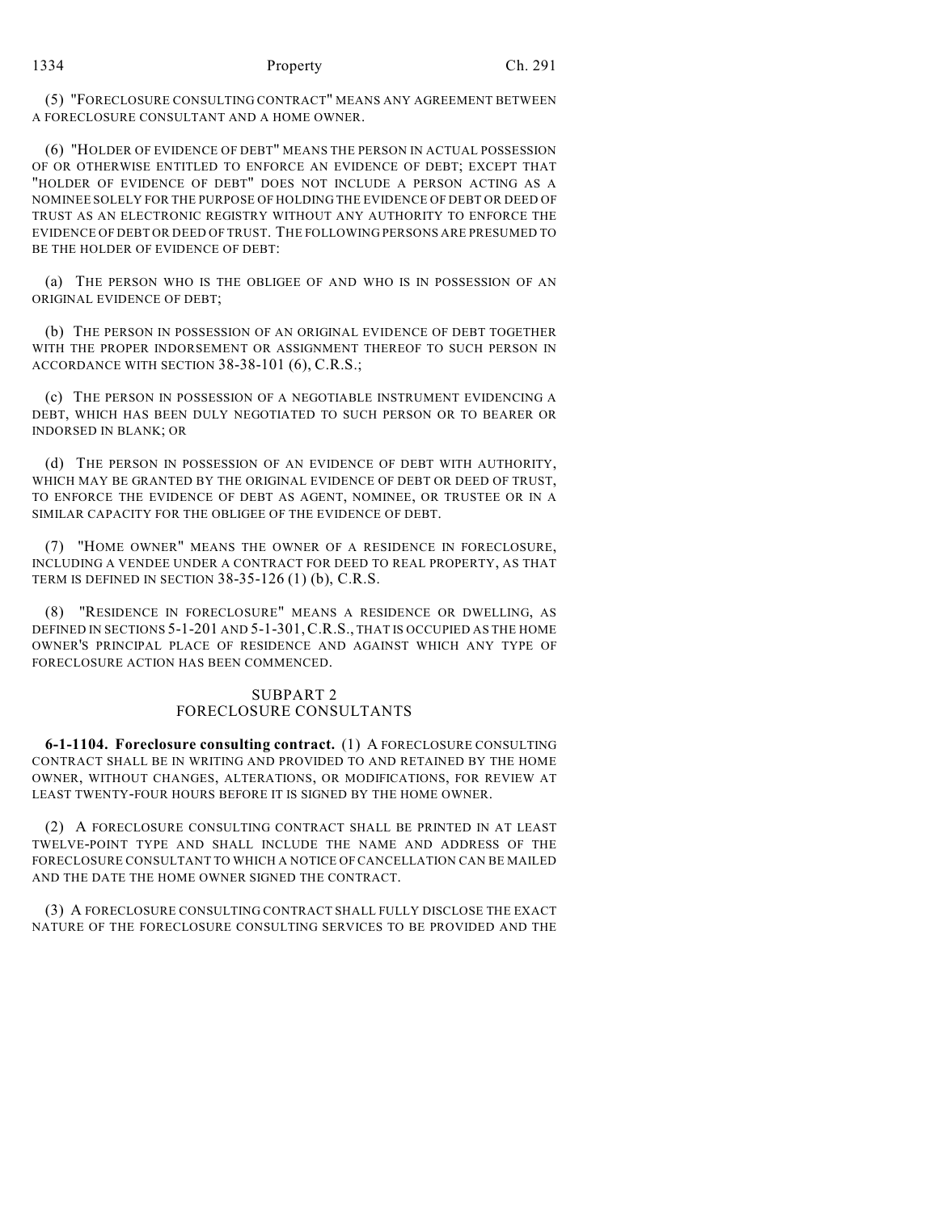(5) "FORECLOSURE CONSULTING CONTRACT" MEANS ANY AGREEMENT BETWEEN A FORECLOSURE CONSULTANT AND A HOME OWNER.

(6) "HOLDER OF EVIDENCE OF DEBT" MEANS THE PERSON IN ACTUAL POSSESSION OF OR OTHERWISE ENTITLED TO ENFORCE AN EVIDENCE OF DEBT; EXCEPT THAT "HOLDER OF EVIDENCE OF DEBT" DOES NOT INCLUDE A PERSON ACTING AS A NOMINEE SOLELY FOR THE PURPOSE OF HOLDING THE EVIDENCE OF DEBT OR DEED OF TRUST AS AN ELECTRONIC REGISTRY WITHOUT ANY AUTHORITY TO ENFORCE THE EVIDENCE OF DEBT OR DEED OF TRUST. THE FOLLOWING PERSONS ARE PRESUMED TO BE THE HOLDER OF EVIDENCE OF DEBT:

(a) THE PERSON WHO IS THE OBLIGEE OF AND WHO IS IN POSSESSION OF AN ORIGINAL EVIDENCE OF DEBT;

(b) THE PERSON IN POSSESSION OF AN ORIGINAL EVIDENCE OF DEBT TOGETHER WITH THE PROPER INDORSEMENT OR ASSIGNMENT THEREOF TO SUCH PERSON IN ACCORDANCE WITH SECTION 38-38-101 (6), C.R.S.;

(c) THE PERSON IN POSSESSION OF A NEGOTIABLE INSTRUMENT EVIDENCING A DEBT, WHICH HAS BEEN DULY NEGOTIATED TO SUCH PERSON OR TO BEARER OR INDORSED IN BLANK; OR

(d) THE PERSON IN POSSESSION OF AN EVIDENCE OF DEBT WITH AUTHORITY, WHICH MAY BE GRANTED BY THE ORIGINAL EVIDENCE OF DEBT OR DEED OF TRUST, TO ENFORCE THE EVIDENCE OF DEBT AS AGENT, NOMINEE, OR TRUSTEE OR IN A SIMILAR CAPACITY FOR THE OBLIGEE OF THE EVIDENCE OF DEBT.

(7) "HOME OWNER" MEANS THE OWNER OF A RESIDENCE IN FORECLOSURE, INCLUDING A VENDEE UNDER A CONTRACT FOR DEED TO REAL PROPERTY, AS THAT TERM IS DEFINED IN SECTION 38-35-126 (1) (b), C.R.S.

(8) "RESIDENCE IN FORECLOSURE" MEANS A RESIDENCE OR DWELLING, AS DEFINED IN SECTIONS 5-1-201 AND 5-1-301, C.R.S., THAT IS OCCUPIED AS THE HOME OWNER'S PRINCIPAL PLACE OF RESIDENCE AND AGAINST WHICH ANY TYPE OF FORECLOSURE ACTION HAS BEEN COMMENCED.

## SUBPART 2
## FORECLOSURE CONSULTANTS

**6-1-1104. Foreclosure consulting contract.** (1) A FORECLOSURE CONSULTING CONTRACT SHALL BE IN WRITING AND PROVIDED TO AND RETAINED BY THE HOME OWNER, WITHOUT CHANGES, ALTERATIONS, OR MODIFICATIONS, FOR REVIEW AT LEAST TWENTY-FOUR HOURS BEFORE IT IS SIGNED BY THE HOME OWNER.

(2) A FORECLOSURE CONSULTING CONTRACT SHALL BE PRINTED IN AT LEAST TWELVE-POINT TYPE AND SHALL INCLUDE THE NAME AND ADDRESS OF THE FORECLOSURE CONSULTANT TO WHICH A NOTICE OF CANCELLATION CAN BE MAILED AND THE DATE THE HOME OWNER SIGNED THE CONTRACT.

(3) A FORECLOSURE CONSULTING CONTRACT SHALL FULLY DISCLOSE THE EXACT NATURE OF THE FORECLOSURE CONSULTING SERVICES TO BE PROVIDED AND THE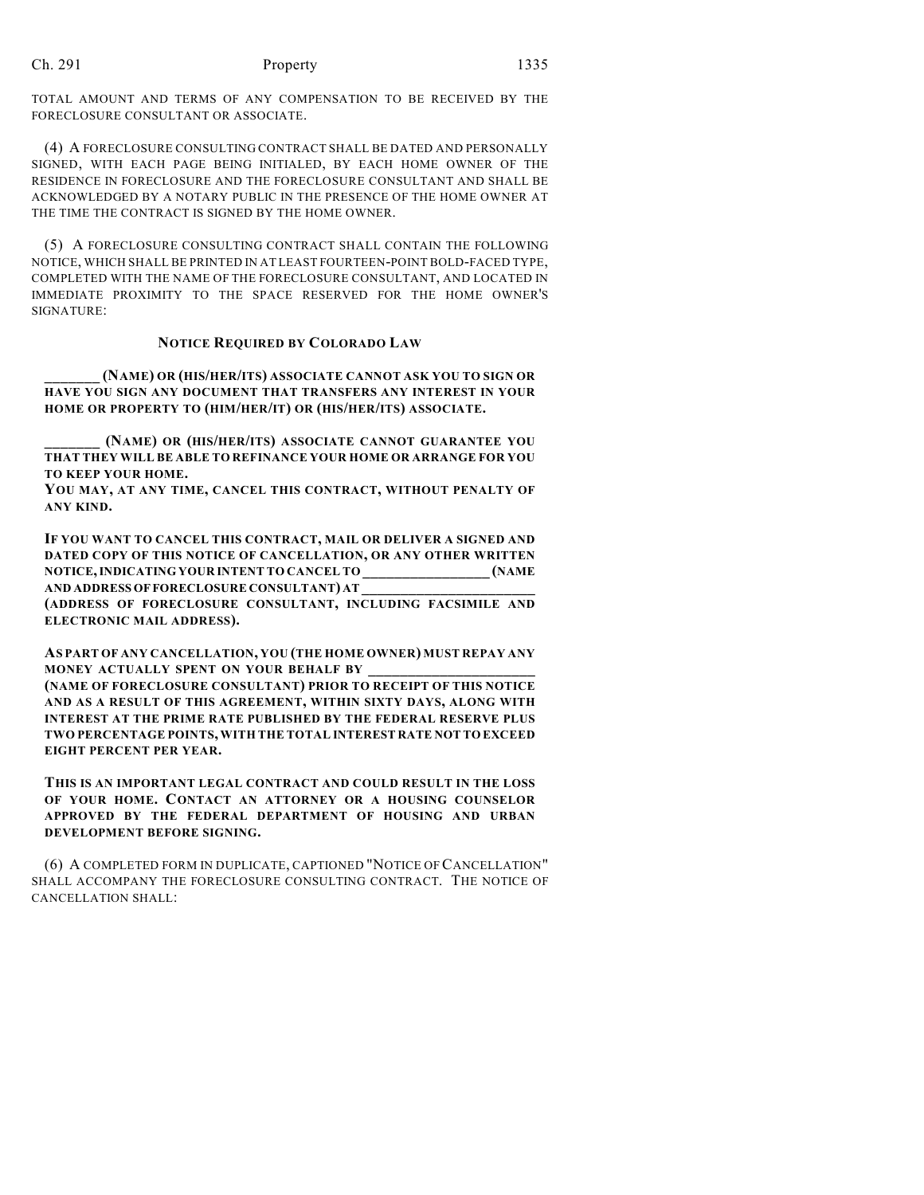TOTAL AMOUNT AND TERMS OF ANY COMPENSATION TO BE RECEIVED BY THE FORECLOSURE CONSULTANT OR ASSOCIATE.

(4) A FORECLOSURE CONSULTING CONTRACT SHALL BE DATED AND PERSONALLY SIGNED, WITH EACH PAGE BEING INITIALED, BY EACH HOME OWNER OF THE RESIDENCE IN FORECLOSURE AND THE FORECLOSURE CONSULTANT AND SHALL BE ACKNOWLEDGED BY A NOTARY PUBLIC IN THE PRESENCE OF THE HOME OWNER AT THE TIME THE CONTRACT IS SIGNED BY THE HOME OWNER.

(5) A FORECLOSURE CONSULTING CONTRACT SHALL CONTAIN THE FOLLOWING NOTICE, WHICH SHALL BE PRINTED IN AT LEAST FOURTEEN-POINT BOLD-FACED TYPE, COMPLETED WITH THE NAME OF THE FORECLOSURE CONSULTANT, AND LOCATED IN IMMEDIATE PROXIMITY TO THE SPACE RESERVED FOR THE HOME OWNER'S SIGNATURE:

**NOTICE REQUIRED BY COLORADO LAW**

**________ (NAME) OR (HIS/HER/ITS) ASSOCIATE CANNOT ASK YOU TO SIGN OR HAVE YOU SIGN ANY DOCUMENT THAT TRANSFERS ANY INTEREST IN YOUR HOME OR PROPERTY TO (HIM/HER/IT) OR (HIS/HER/ITS) ASSOCIATE.**

**________ (NAME) OR (HIS/HER/ITS) ASSOCIATE CANNOT GUARANTEE YOU THAT THEY WILL BE ABLE TO REFINANCE YOUR HOME OR ARRANGE FOR YOU TO KEEP YOUR HOME.**
**YOU MAY, AT ANY TIME, CANCEL THIS CONTRACT, WITHOUT PENALTY OF ANY KIND.**

**IF YOU WANT TO CANCEL THIS CONTRACT, MAIL OR DELIVER A SIGNED AND DATED COPY OF THIS NOTICE OF CANCELLATION, OR ANY OTHER WRITTEN NOTICE, INDICATING YOUR INTENT TO CANCEL TO __________________ (NAME AND ADDRESS OF FORECLOSURE CONSULTANT) AT ________________________ (ADDRESS OF FORECLOSURE CONSULTANT, INCLUDING FACSIMILE AND ELECTRONIC MAIL ADDRESS).**

**AS PART OF ANY CANCELLATION, YOU (THE HOME OWNER) MUST REPAY ANY MONEY ACTUALLY SPENT ON YOUR BEHALF BY ________________________ (NAME OF FORECLOSURE CONSULTANT) PRIOR TO RECEIPT OF THIS NOTICE AND AS A RESULT OF THIS AGREEMENT, WITHIN SIXTY DAYS, ALONG WITH INTEREST AT THE PRIME RATE PUBLISHED BY THE FEDERAL RESERVE PLUS TWO PERCENTAGE POINTS, WITH THE TOTAL INTEREST RATE NOT TO EXCEED EIGHT PERCENT PER YEAR.**

**THIS IS AN IMPORTANT LEGAL CONTRACT AND COULD RESULT IN THE LOSS OF YOUR HOME. CONTACT AN ATTORNEY OR A HOUSING COUNSELOR APPROVED BY THE FEDERAL DEPARTMENT OF HOUSING AND URBAN DEVELOPMENT BEFORE SIGNING.**

(6) A COMPLETED FORM IN DUPLICATE, CAPTIONED "NOTICE OF CANCELLATION" SHALL ACCOMPANY THE FORECLOSURE CONSULTING CONTRACT. THE NOTICE OF CANCELLATION SHALL: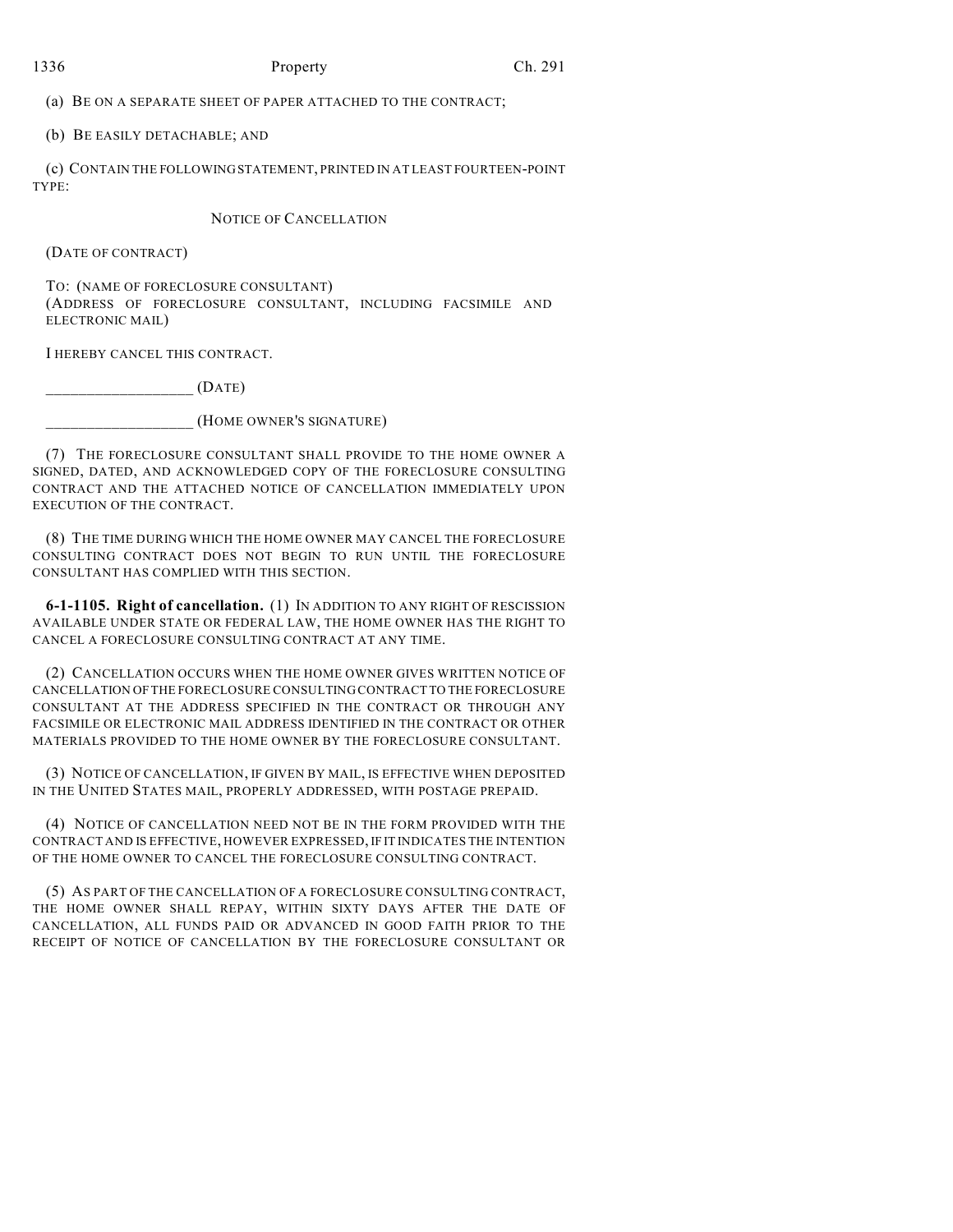(a) BE ON A SEPARATE SHEET OF PAPER ATTACHED TO THE CONTRACT;

(b) BE EASILY DETACHABLE; AND

(c) CONTAIN THE FOLLOWING STATEMENT, PRINTED IN AT LEAST FOURTEEN-POINT TYPE:

NOTICE OF CANCELLATION

(DATE OF CONTRACT)

TO: (NAME OF FORECLOSURE CONSULTANT)
(ADDRESS OF FORECLOSURE CONSULTANT, INCLUDING FACSIMILE AND ELECTRONIC MAIL)

I HEREBY CANCEL THIS CONTRACT.

__________________ (DATE)

__________________ (HOME OWNER'S SIGNATURE)

(7) THE FORECLOSURE CONSULTANT SHALL PROVIDE TO THE HOME OWNER A SIGNED, DATED, AND ACKNOWLEDGED COPY OF THE FORECLOSURE CONSULTING CONTRACT AND THE ATTACHED NOTICE OF CANCELLATION IMMEDIATELY UPON EXECUTION OF THE CONTRACT.

(8) THE TIME DURING WHICH THE HOME OWNER MAY CANCEL THE FORECLOSURE CONSULTING CONTRACT DOES NOT BEGIN TO RUN UNTIL THE FORECLOSURE CONSULTANT HAS COMPLIED WITH THIS SECTION.

**6-1-1105. Right of cancellation.** (1) IN ADDITION TO ANY RIGHT OF RESCISSION AVAILABLE UNDER STATE OR FEDERAL LAW, THE HOME OWNER HAS THE RIGHT TO CANCEL A FORECLOSURE CONSULTING CONTRACT AT ANY TIME.

(2) CANCELLATION OCCURS WHEN THE HOME OWNER GIVES WRITTEN NOTICE OF CANCELLATION OF THE FORECLOSURE CONSULTING CONTRACT TO THE FORECLOSURE CONSULTANT AT THE ADDRESS SPECIFIED IN THE CONTRACT OR THROUGH ANY FACSIMILE OR ELECTRONIC MAIL ADDRESS IDENTIFIED IN THE CONTRACT OR OTHER MATERIALS PROVIDED TO THE HOME OWNER BY THE FORECLOSURE CONSULTANT.

(3) NOTICE OF CANCELLATION, IF GIVEN BY MAIL, IS EFFECTIVE WHEN DEPOSITED IN THE UNITED STATES MAIL, PROPERLY ADDRESSED, WITH POSTAGE PREPAID.

(4) NOTICE OF CANCELLATION NEED NOT BE IN THE FORM PROVIDED WITH THE CONTRACT AND IS EFFECTIVE, HOWEVER EXPRESSED, IF IT INDICATES THE INTENTION OF THE HOME OWNER TO CANCEL THE FORECLOSURE CONSULTING CONTRACT.

(5) AS PART OF THE CANCELLATION OF A FORECLOSURE CONSULTING CONTRACT, THE HOME OWNER SHALL REPAY, WITHIN SIXTY DAYS AFTER THE DATE OF CANCELLATION, ALL FUNDS PAID OR ADVANCED IN GOOD FAITH PRIOR TO THE RECEIPT OF NOTICE OF CANCELLATION BY THE FORECLOSURE CONSULTANT OR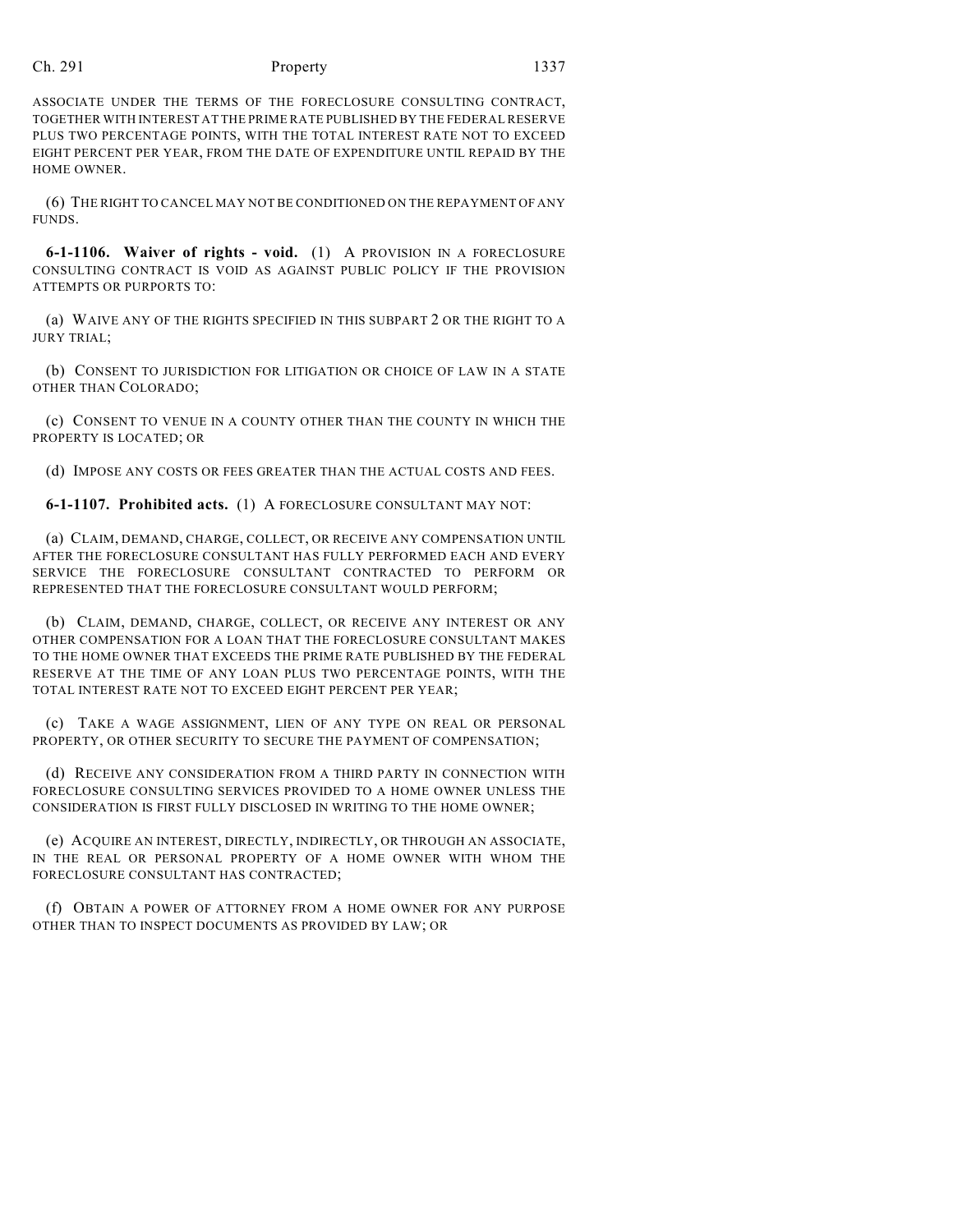ASSOCIATE UNDER THE TERMS OF THE FORECLOSURE CONSULTING CONTRACT, TOGETHER WITH INTEREST AT THE PRIME RATE PUBLISHED BY THE FEDERAL RESERVE PLUS TWO PERCENTAGE POINTS, WITH THE TOTAL INTEREST RATE NOT TO EXCEED EIGHT PERCENT PER YEAR, FROM THE DATE OF EXPENDITURE UNTIL REPAID BY THE HOME OWNER.

(6) THE RIGHT TO CANCEL MAY NOT BE CONDITIONED ON THE REPAYMENT OF ANY FUNDS.

**6-1-1106. Waiver of rights - void.** (1) A PROVISION IN A FORECLOSURE CONSULTING CONTRACT IS VOID AS AGAINST PUBLIC POLICY IF THE PROVISION ATTEMPTS OR PURPORTS TO:

(a) WAIVE ANY OF THE RIGHTS SPECIFIED IN THIS SUBPART 2 OR THE RIGHT TO A JURY TRIAL;

(b) CONSENT TO JURISDICTION FOR LITIGATION OR CHOICE OF LAW IN A STATE OTHER THAN COLORADO;

(c) CONSENT TO VENUE IN A COUNTY OTHER THAN THE COUNTY IN WHICH THE PROPERTY IS LOCATED; OR

(d) IMPOSE ANY COSTS OR FEES GREATER THAN THE ACTUAL COSTS AND FEES.

**6-1-1107. Prohibited acts.** (1) A FORECLOSURE CONSULTANT MAY NOT:

(a) CLAIM, DEMAND, CHARGE, COLLECT, OR RECEIVE ANY COMPENSATION UNTIL AFTER THE FORECLOSURE CONSULTANT HAS FULLY PERFORMED EACH AND EVERY SERVICE THE FORECLOSURE CONSULTANT CONTRACTED TO PERFORM OR REPRESENTED THAT THE FORECLOSURE CONSULTANT WOULD PERFORM;

(b) CLAIM, DEMAND, CHARGE, COLLECT, OR RECEIVE ANY INTEREST OR ANY OTHER COMPENSATION FOR A LOAN THAT THE FORECLOSURE CONSULTANT MAKES TO THE HOME OWNER THAT EXCEEDS THE PRIME RATE PUBLISHED BY THE FEDERAL RESERVE AT THE TIME OF ANY LOAN PLUS TWO PERCENTAGE POINTS, WITH THE TOTAL INTEREST RATE NOT TO EXCEED EIGHT PERCENT PER YEAR;

(c) TAKE A WAGE ASSIGNMENT, LIEN OF ANY TYPE ON REAL OR PERSONAL PROPERTY, OR OTHER SECURITY TO SECURE THE PAYMENT OF COMPENSATION;

(d) RECEIVE ANY CONSIDERATION FROM A THIRD PARTY IN CONNECTION WITH FORECLOSURE CONSULTING SERVICES PROVIDED TO A HOME OWNER UNLESS THE CONSIDERATION IS FIRST FULLY DISCLOSED IN WRITING TO THE HOME OWNER;

(e) ACQUIRE AN INTEREST, DIRECTLY, INDIRECTLY, OR THROUGH AN ASSOCIATE, IN THE REAL OR PERSONAL PROPERTY OF A HOME OWNER WITH WHOM THE FORECLOSURE CONSULTANT HAS CONTRACTED;

(f) OBTAIN A POWER OF ATTORNEY FROM A HOME OWNER FOR ANY PURPOSE OTHER THAN TO INSPECT DOCUMENTS AS PROVIDED BY LAW; OR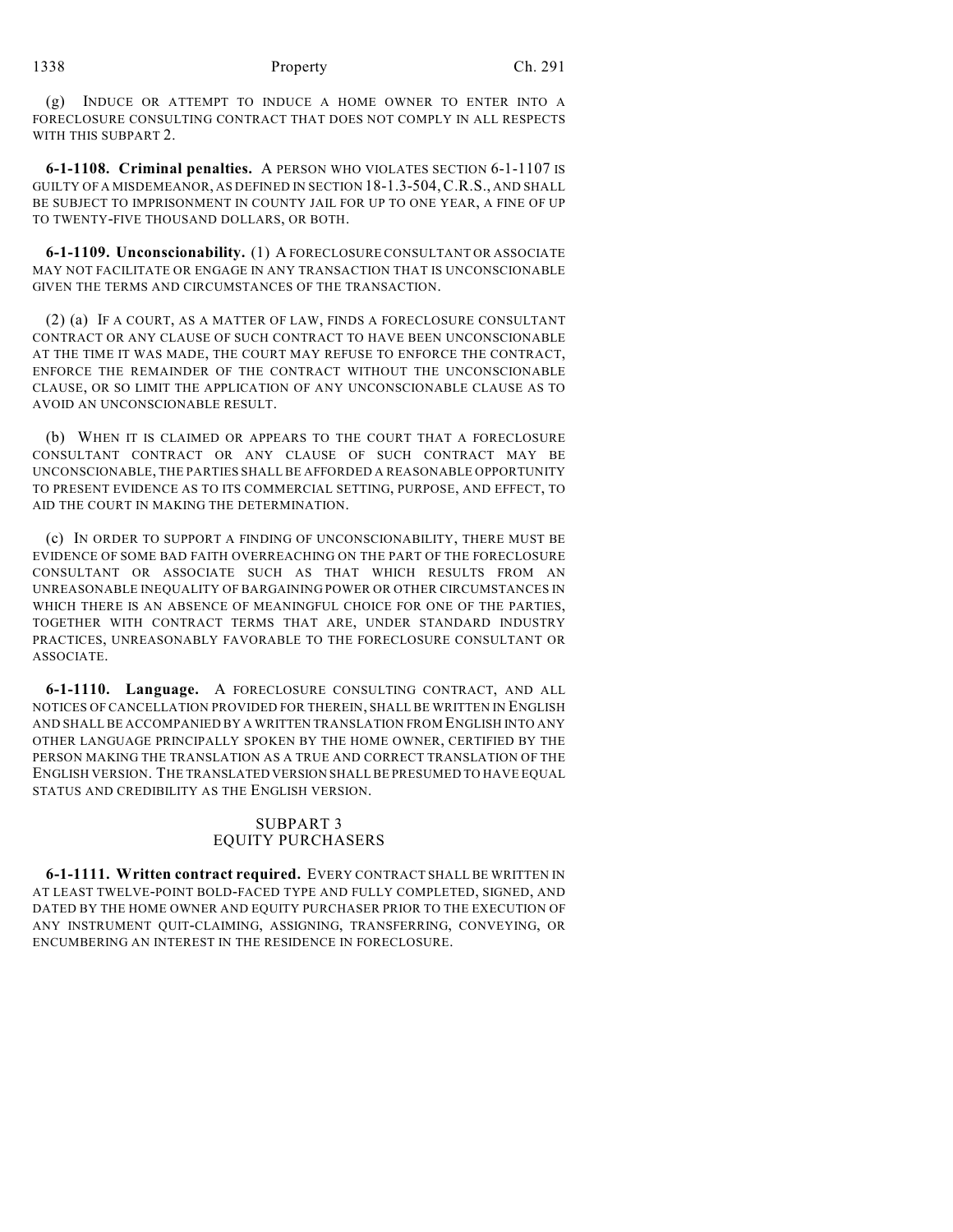(g) INDUCE OR ATTEMPT TO INDUCE A HOME OWNER TO ENTER INTO A FORECLOSURE CONSULTING CONTRACT THAT DOES NOT COMPLY IN ALL RESPECTS WITH THIS SUBPART 2.

**6-1-1108. Criminal penalties.** A PERSON WHO VIOLATES SECTION 6-1-1107 IS GUILTY OF A MISDEMEANOR, AS DEFINED IN SECTION 18-1.3-504, C.R.S., AND SHALL BE SUBJECT TO IMPRISONMENT IN COUNTY JAIL FOR UP TO ONE YEAR, A FINE OF UP TO TWENTY-FIVE THOUSAND DOLLARS, OR BOTH.

**6-1-1109. Unconscionability.** (1) A FORECLOSURE CONSULTANT OR ASSOCIATE MAY NOT FACILITATE OR ENGAGE IN ANY TRANSACTION THAT IS UNCONSCIONABLE GIVEN THE TERMS AND CIRCUMSTANCES OF THE TRANSACTION.

(2) (a) IF A COURT, AS A MATTER OF LAW, FINDS A FORECLOSURE CONSULTANT CONTRACT OR ANY CLAUSE OF SUCH CONTRACT TO HAVE BEEN UNCONSCIONABLE AT THE TIME IT WAS MADE, THE COURT MAY REFUSE TO ENFORCE THE CONTRACT, ENFORCE THE REMAINDER OF THE CONTRACT WITHOUT THE UNCONSCIONABLE CLAUSE, OR SO LIMIT THE APPLICATION OF ANY UNCONSCIONABLE CLAUSE AS TO AVOID AN UNCONSCIONABLE RESULT.

(b) WHEN IT IS CLAIMED OR APPEARS TO THE COURT THAT A FORECLOSURE CONSULTANT CONTRACT OR ANY CLAUSE OF SUCH CONTRACT MAY BE UNCONSCIONABLE, THE PARTIES SHALL BE AFFORDED A REASONABLE OPPORTUNITY TO PRESENT EVIDENCE AS TO ITS COMMERCIAL SETTING, PURPOSE, AND EFFECT, TO AID THE COURT IN MAKING THE DETERMINATION.

(c) IN ORDER TO SUPPORT A FINDING OF UNCONSCIONABILITY, THERE MUST BE EVIDENCE OF SOME BAD FAITH OVERREACHING ON THE PART OF THE FORECLOSURE CONSULTANT OR ASSOCIATE SUCH AS THAT WHICH RESULTS FROM AN UNREASONABLE INEQUALITY OF BARGAINING POWER OR OTHER CIRCUMSTANCES IN WHICH THERE IS AN ABSENCE OF MEANINGFUL CHOICE FOR ONE OF THE PARTIES, TOGETHER WITH CONTRACT TERMS THAT ARE, UNDER STANDARD INDUSTRY PRACTICES, UNREASONABLY FAVORABLE TO THE FORECLOSURE CONSULTANT OR ASSOCIATE.

**6-1-1110. Language.** A FORECLOSURE CONSULTING CONTRACT, AND ALL NOTICES OF CANCELLATION PROVIDED FOR THEREIN, SHALL BE WRITTEN IN ENGLISH AND SHALL BE ACCOMPANIED BY A WRITTEN TRANSLATION FROM ENGLISH INTO ANY OTHER LANGUAGE PRINCIPALLY SPOKEN BY THE HOME OWNER, CERTIFIED BY THE PERSON MAKING THE TRANSLATION AS A TRUE AND CORRECT TRANSLATION OF THE ENGLISH VERSION. THE TRANSLATED VERSION SHALL BE PRESUMED TO HAVE EQUAL STATUS AND CREDIBILITY AS THE ENGLISH VERSION.

## SUBPART 3
## EQUITY PURCHASERS

**6-1-1111. Written contract required.** EVERY CONTRACT SHALL BE WRITTEN IN AT LEAST TWELVE-POINT BOLD-FACED TYPE AND FULLY COMPLETED, SIGNED, AND DATED BY THE HOME OWNER AND EQUITY PURCHASER PRIOR TO THE EXECUTION OF ANY INSTRUMENT QUIT-CLAIMING, ASSIGNING, TRANSFERRING, CONVEYING, OR ENCUMBERING AN INTEREST IN THE RESIDENCE IN FORECLOSURE.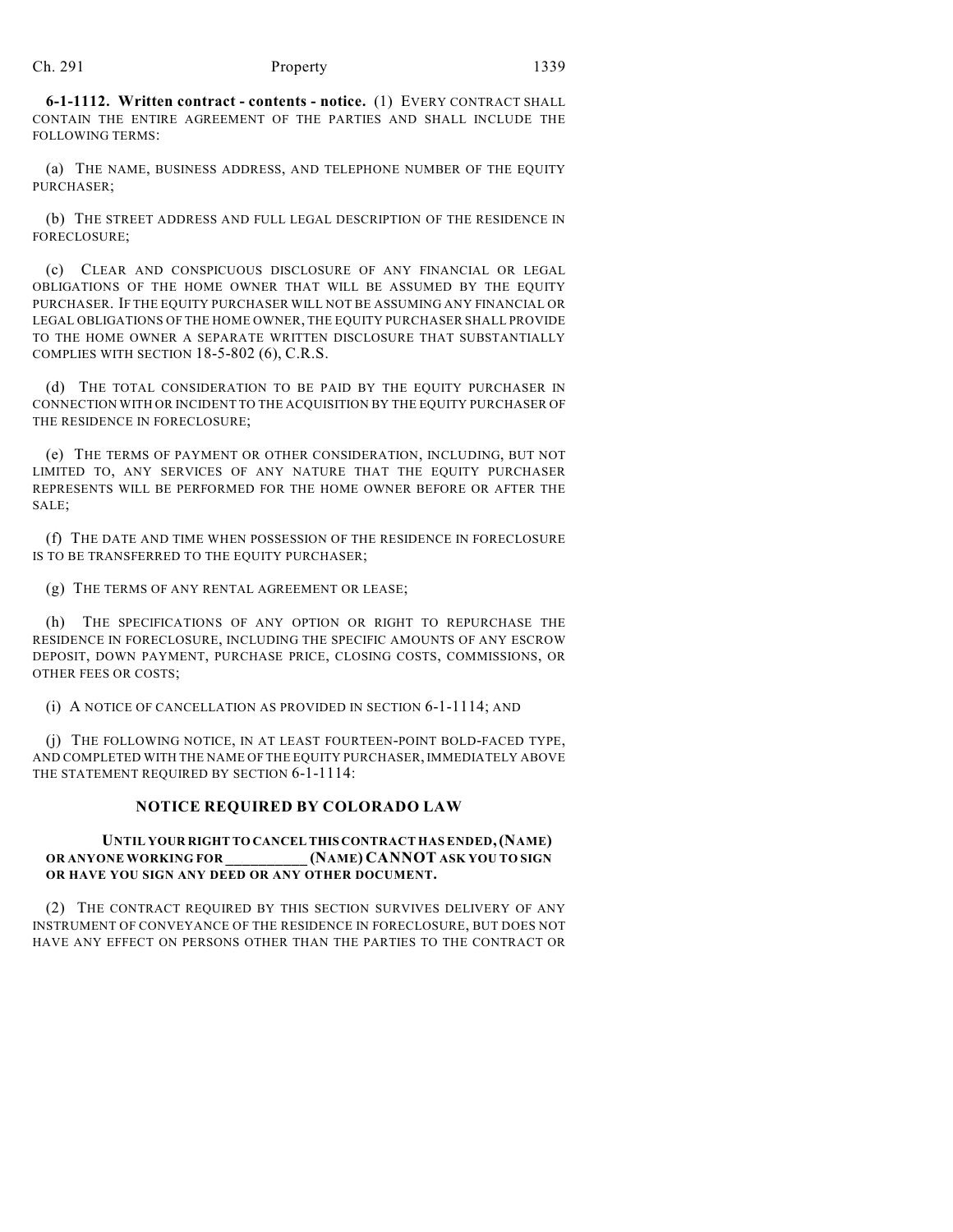**6-1-1112. Written contract - contents - notice.** (1) EVERY CONTRACT SHALL CONTAIN THE ENTIRE AGREEMENT OF THE PARTIES AND SHALL INCLUDE THE FOLLOWING TERMS:

(a) THE NAME, BUSINESS ADDRESS, AND TELEPHONE NUMBER OF THE EQUITY PURCHASER;

(b) THE STREET ADDRESS AND FULL LEGAL DESCRIPTION OF THE RESIDENCE IN FORECLOSURE;

(c) CLEAR AND CONSPICUOUS DISCLOSURE OF ANY FINANCIAL OR LEGAL OBLIGATIONS OF THE HOME OWNER THAT WILL BE ASSUMED BY THE EQUITY PURCHASER. IF THE EQUITY PURCHASER WILL NOT BE ASSUMING ANY FINANCIAL OR LEGAL OBLIGATIONS OF THE HOME OWNER, THE EQUITY PURCHASER SHALL PROVIDE TO THE HOME OWNER A SEPARATE WRITTEN DISCLOSURE THAT SUBSTANTIALLY COMPLIES WITH SECTION 18-5-802 (6), C.R.S.

(d) THE TOTAL CONSIDERATION TO BE PAID BY THE EQUITY PURCHASER IN CONNECTION WITH OR INCIDENT TO THE ACQUISITION BY THE EQUITY PURCHASER OF THE RESIDENCE IN FORECLOSURE;

(e) THE TERMS OF PAYMENT OR OTHER CONSIDERATION, INCLUDING, BUT NOT LIMITED TO, ANY SERVICES OF ANY NATURE THAT THE EQUITY PURCHASER REPRESENTS WILL BE PERFORMED FOR THE HOME OWNER BEFORE OR AFTER THE SALE;

(f) THE DATE AND TIME WHEN POSSESSION OF THE RESIDENCE IN FORECLOSURE IS TO BE TRANSFERRED TO THE EQUITY PURCHASER;

(g) THE TERMS OF ANY RENTAL AGREEMENT OR LEASE;

(h) THE SPECIFICATIONS OF ANY OPTION OR RIGHT TO REPURCHASE THE RESIDENCE IN FORECLOSURE, INCLUDING THE SPECIFIC AMOUNTS OF ANY ESCROW DEPOSIT, DOWN PAYMENT, PURCHASE PRICE, CLOSING COSTS, COMMISSIONS, OR OTHER FEES OR COSTS;

(i) A NOTICE OF CANCELLATION AS PROVIDED IN SECTION 6-1-1114; AND

(j) THE FOLLOWING NOTICE, IN AT LEAST FOURTEEN-POINT BOLD-FACED TYPE, AND COMPLETED WITH THE NAME OF THE EQUITY PURCHASER, IMMEDIATELY ABOVE THE STATEMENT REQUIRED BY SECTION 6-1-1114:

**NOTICE REQUIRED BY COLORADO LAW**

**UNTIL YOUR RIGHT TO CANCEL THIS CONTRACT HAS ENDED, (NAME) OR ANYONE WORKING FOR \_\_\_\_\_\_\_\_\_\_\_ (NAME) CANNOT ASK YOU TO SIGN OR HAVE YOU SIGN ANY DEED OR ANY OTHER DOCUMENT.**

(2) THE CONTRACT REQUIRED BY THIS SECTION SURVIVES DELIVERY OF ANY INSTRUMENT OF CONVEYANCE OF THE RESIDENCE IN FORECLOSURE, BUT DOES NOT HAVE ANY EFFECT ON PERSONS OTHER THAN THE PARTIES TO THE CONTRACT OR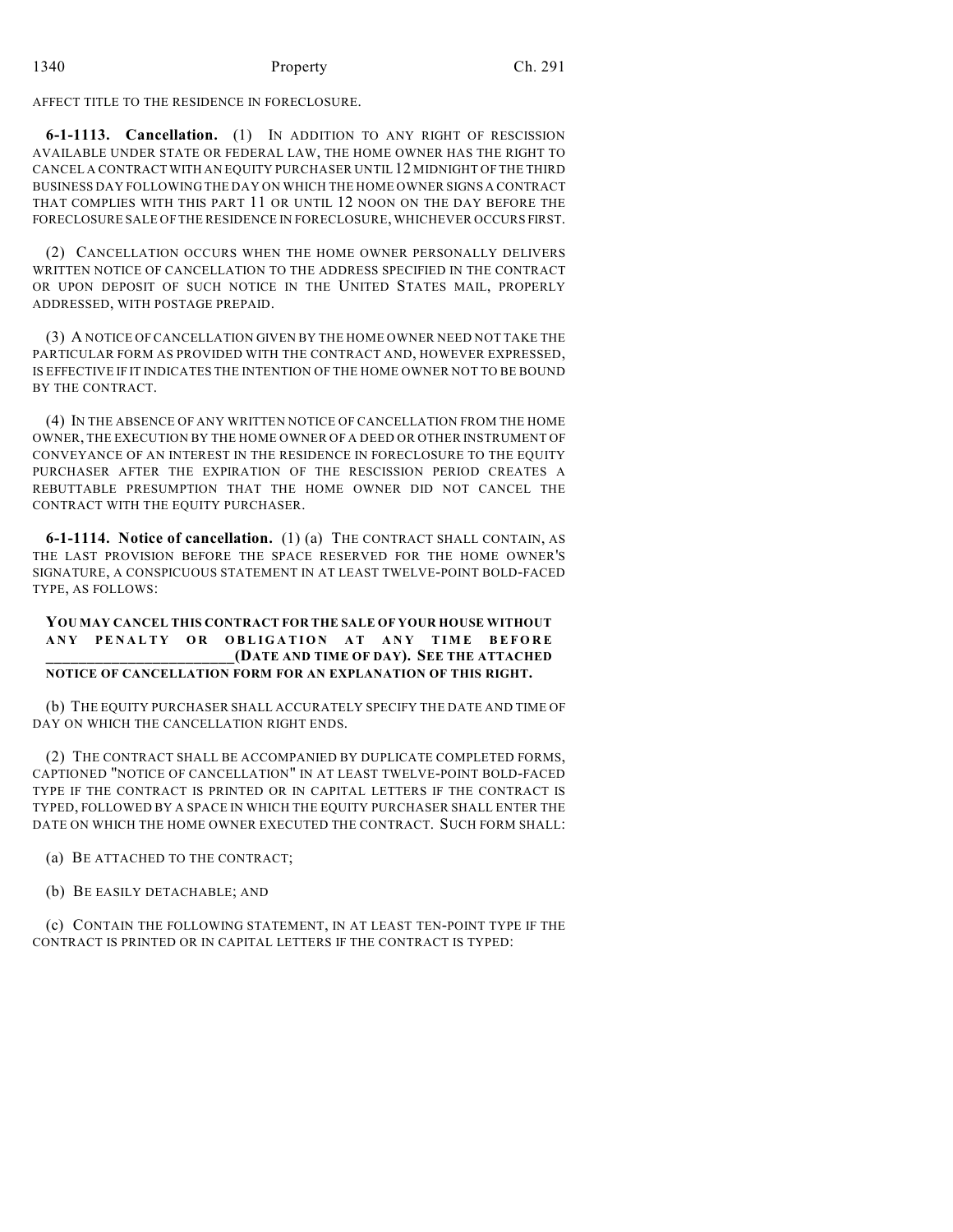AFFECT TITLE TO THE RESIDENCE IN FORECLOSURE.

**6-1-1113. Cancellation.** (1) IN ADDITION TO ANY RIGHT OF RESCISSION AVAILABLE UNDER STATE OR FEDERAL LAW, THE HOME OWNER HAS THE RIGHT TO CANCEL A CONTRACT WITH AN EQUITY PURCHASER UNTIL 12 MIDNIGHT OF THE THIRD BUSINESS DAY FOLLOWING THE DAY ON WHICH THE HOME OWNER SIGNS A CONTRACT THAT COMPLIES WITH THIS PART 11 OR UNTIL 12 NOON ON THE DAY BEFORE THE FORECLOSURE SALE OF THE RESIDENCE IN FORECLOSURE, WHICHEVER OCCURS FIRST.

(2) CANCELLATION OCCURS WHEN THE HOME OWNER PERSONALLY DELIVERS WRITTEN NOTICE OF CANCELLATION TO THE ADDRESS SPECIFIED IN THE CONTRACT OR UPON DEPOSIT OF SUCH NOTICE IN THE UNITED STATES MAIL, PROPERLY ADDRESSED, WITH POSTAGE PREPAID.

(3) A NOTICE OF CANCELLATION GIVEN BY THE HOME OWNER NEED NOT TAKE THE PARTICULAR FORM AS PROVIDED WITH THE CONTRACT AND, HOWEVER EXPRESSED, IS EFFECTIVE IF IT INDICATES THE INTENTION OF THE HOME OWNER NOT TO BE BOUND BY THE CONTRACT.

(4) IN THE ABSENCE OF ANY WRITTEN NOTICE OF CANCELLATION FROM THE HOME OWNER, THE EXECUTION BY THE HOME OWNER OF A DEED OR OTHER INSTRUMENT OF CONVEYANCE OF AN INTEREST IN THE RESIDENCE IN FORECLOSURE TO THE EQUITY PURCHASER AFTER THE EXPIRATION OF THE RESCISSION PERIOD CREATES A REBUTTABLE PRESUMPTION THAT THE HOME OWNER DID NOT CANCEL THE CONTRACT WITH THE EQUITY PURCHASER.

**6-1-1114. Notice of cancellation.** (1) (a) THE CONTRACT SHALL CONTAIN, AS THE LAST PROVISION BEFORE THE SPACE RESERVED FOR THE HOME OWNER'S SIGNATURE, A CONSPICUOUS STATEMENT IN AT LEAST TWELVE-POINT BOLD-FACED TYPE, AS FOLLOWS:

**YOU MAY CANCEL THIS CONTRACT FOR THE SALE OF YOUR HOUSE WITHOUT ANY PENALTY OR OBLIGATION AT ANY TIME BEFORE ________________________(DATE AND TIME OF DAY). SEE THE ATTACHED NOTICE OF CANCELLATION FORM FOR AN EXPLANATION OF THIS RIGHT.**

(b) THE EQUITY PURCHASER SHALL ACCURATELY SPECIFY THE DATE AND TIME OF DAY ON WHICH THE CANCELLATION RIGHT ENDS.

(2) THE CONTRACT SHALL BE ACCOMPANIED BY DUPLICATE COMPLETED FORMS, CAPTIONED "NOTICE OF CANCELLATION" IN AT LEAST TWELVE-POINT BOLD-FACED TYPE IF THE CONTRACT IS PRINTED OR IN CAPITAL LETTERS IF THE CONTRACT IS TYPED, FOLLOWED BY A SPACE IN WHICH THE EQUITY PURCHASER SHALL ENTER THE DATE ON WHICH THE HOME OWNER EXECUTED THE CONTRACT. SUCH FORM SHALL:

(a) BE ATTACHED TO THE CONTRACT;

(b) BE EASILY DETACHABLE; AND

(c) CONTAIN THE FOLLOWING STATEMENT, IN AT LEAST TEN-POINT TYPE IF THE CONTRACT IS PRINTED OR IN CAPITAL LETTERS IF THE CONTRACT IS TYPED: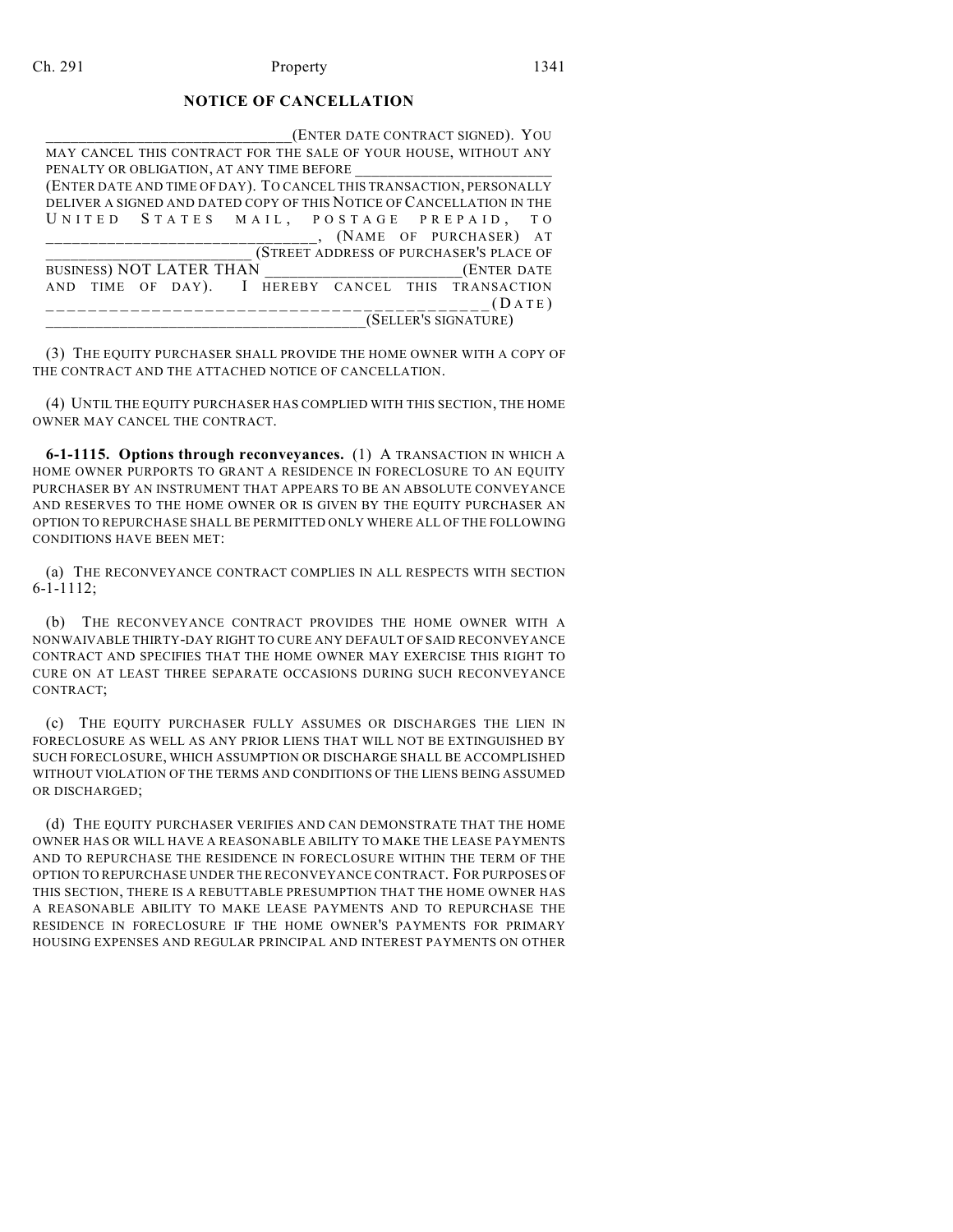**NOTICE OF CANCELLATION**

______________________________(ENTER DATE CONTRACT SIGNED). YOU MAY CANCEL THIS CONTRACT FOR THE SALE OF YOUR HOUSE, WITHOUT ANY PENALTY OR OBLIGATION, AT ANY TIME BEFORE ________________________ (ENTER DATE AND TIME OF DAY). TO CANCEL THIS TRANSACTION, PERSONALLY DELIVER A SIGNED AND DATED COPY OF THIS NOTICE OF CANCELLATION IN THE UNITED STATES MAIL, POSTAGE PREPAID, TO ______________________________, (NAME OF PURCHASER) AT ________________________ (STREET ADDRESS OF PURCHASER'S PLACE OF BUSINESS) NOT LATER THAN ________________________(ENTER DATE AND TIME OF DAY). I HEREBY CANCEL THIS TRANSACTION ________________________________________(DATE) ________________________________________(SELLER'S SIGNATURE)

(3) THE EQUITY PURCHASER SHALL PROVIDE THE HOME OWNER WITH A COPY OF THE CONTRACT AND THE ATTACHED NOTICE OF CANCELLATION.

(4) UNTIL THE EQUITY PURCHASER HAS COMPLIED WITH THIS SECTION, THE HOME OWNER MAY CANCEL THE CONTRACT.

**6-1-1115. Options through reconveyances.** (1) A TRANSACTION IN WHICH A HOME OWNER PURPORTS TO GRANT A RESIDENCE IN FORECLOSURE TO AN EQUITY PURCHASER BY AN INSTRUMENT THAT APPEARS TO BE AN ABSOLUTE CONVEYANCE AND RESERVES TO THE HOME OWNER OR IS GIVEN BY THE EQUITY PURCHASER AN OPTION TO REPURCHASE SHALL BE PERMITTED ONLY WHERE ALL OF THE FOLLOWING CONDITIONS HAVE BEEN MET:

(a) THE RECONVEYANCE CONTRACT COMPLIES IN ALL RESPECTS WITH SECTION 6-1-1112;

(b) THE RECONVEYANCE CONTRACT PROVIDES THE HOME OWNER WITH A NONWAIVABLE THIRTY-DAY RIGHT TO CURE ANY DEFAULT OF SAID RECONVEYANCE CONTRACT AND SPECIFIES THAT THE HOME OWNER MAY EXERCISE THIS RIGHT TO CURE ON AT LEAST THREE SEPARATE OCCASIONS DURING SUCH RECONVEYANCE CONTRACT;

(c) THE EQUITY PURCHASER FULLY ASSUMES OR DISCHARGES THE LIEN IN FORECLOSURE AS WELL AS ANY PRIOR LIENS THAT WILL NOT BE EXTINGUISHED BY SUCH FORECLOSURE, WHICH ASSUMPTION OR DISCHARGE SHALL BE ACCOMPLISHED WITHOUT VIOLATION OF THE TERMS AND CONDITIONS OF THE LIENS BEING ASSUMED OR DISCHARGED;

(d) THE EQUITY PURCHASER VERIFIES AND CAN DEMONSTRATE THAT THE HOME OWNER HAS OR WILL HAVE A REASONABLE ABILITY TO MAKE THE LEASE PAYMENTS AND TO REPURCHASE THE RESIDENCE IN FORECLOSURE WITHIN THE TERM OF THE OPTION TO REPURCHASE UNDER THE RECONVEYANCE CONTRACT. FOR PURPOSES OF THIS SECTION, THERE IS A REBUTTABLE PRESUMPTION THAT THE HOME OWNER HAS A REASONABLE ABILITY TO MAKE LEASE PAYMENTS AND TO REPURCHASE THE RESIDENCE IN FORECLOSURE IF THE HOME OWNER'S PAYMENTS FOR PRIMARY HOUSING EXPENSES AND REGULAR PRINCIPAL AND INTEREST PAYMENTS ON OTHER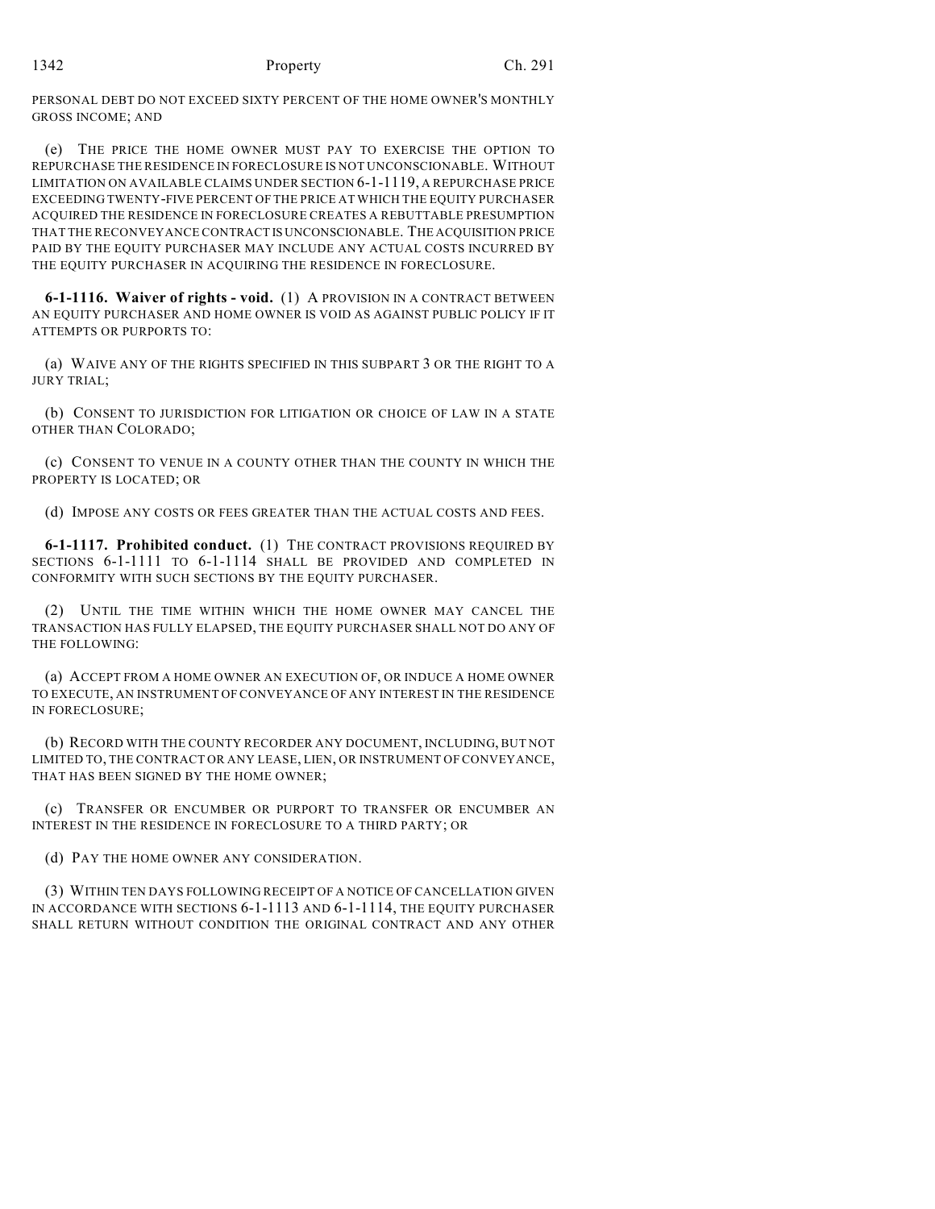PERSONAL DEBT DO NOT EXCEED SIXTY PERCENT OF THE HOME OWNER'S MONTHLY GROSS INCOME; AND

(e) THE PRICE THE HOME OWNER MUST PAY TO EXERCISE THE OPTION TO REPURCHASE THE RESIDENCE IN FORECLOSURE IS NOT UNCONSCIONABLE. WITHOUT LIMITATION ON AVAILABLE CLAIMS UNDER SECTION 6-1-1119, A REPURCHASE PRICE EXCEEDING TWENTY-FIVE PERCENT OF THE PRICE AT WHICH THE EQUITY PURCHASER ACQUIRED THE RESIDENCE IN FORECLOSURE CREATES A REBUTTABLE PRESUMPTION THAT THE RECONVEYANCE CONTRACT IS UNCONSCIONABLE. THE ACQUISITION PRICE PAID BY THE EQUITY PURCHASER MAY INCLUDE ANY ACTUAL COSTS INCURRED BY THE EQUITY PURCHASER IN ACQUIRING THE RESIDENCE IN FORECLOSURE.

**6-1-1116. Waiver of rights - void.** (1) A PROVISION IN A CONTRACT BETWEEN AN EQUITY PURCHASER AND HOME OWNER IS VOID AS AGAINST PUBLIC POLICY IF IT ATTEMPTS OR PURPORTS TO:

(a) WAIVE ANY OF THE RIGHTS SPECIFIED IN THIS SUBPART 3 OR THE RIGHT TO A JURY TRIAL;

(b) CONSENT TO JURISDICTION FOR LITIGATION OR CHOICE OF LAW IN A STATE OTHER THAN COLORADO;

(c) CONSENT TO VENUE IN A COUNTY OTHER THAN THE COUNTY IN WHICH THE PROPERTY IS LOCATED; OR

(d) IMPOSE ANY COSTS OR FEES GREATER THAN THE ACTUAL COSTS AND FEES.

**6-1-1117. Prohibited conduct.** (1) THE CONTRACT PROVISIONS REQUIRED BY SECTIONS 6-1-1111 TO 6-1-1114 SHALL BE PROVIDED AND COMPLETED IN CONFORMITY WITH SUCH SECTIONS BY THE EQUITY PURCHASER.

(2) UNTIL THE TIME WITHIN WHICH THE HOME OWNER MAY CANCEL THE TRANSACTION HAS FULLY ELAPSED, THE EQUITY PURCHASER SHALL NOT DO ANY OF THE FOLLOWING:

(a) ACCEPT FROM A HOME OWNER AN EXECUTION OF, OR INDUCE A HOME OWNER TO EXECUTE, AN INSTRUMENT OF CONVEYANCE OF ANY INTEREST IN THE RESIDENCE IN FORECLOSURE;

(b) RECORD WITH THE COUNTY RECORDER ANY DOCUMENT, INCLUDING, BUT NOT LIMITED TO, THE CONTRACT OR ANY LEASE, LIEN, OR INSTRUMENT OF CONVEYANCE, THAT HAS BEEN SIGNED BY THE HOME OWNER;

(c) TRANSFER OR ENCUMBER OR PURPORT TO TRANSFER OR ENCUMBER AN INTEREST IN THE RESIDENCE IN FORECLOSURE TO A THIRD PARTY; OR

(d) PAY THE HOME OWNER ANY CONSIDERATION.

(3) WITHIN TEN DAYS FOLLOWING RECEIPT OF A NOTICE OF CANCELLATION GIVEN IN ACCORDANCE WITH SECTIONS 6-1-1113 AND 6-1-1114, THE EQUITY PURCHASER SHALL RETURN WITHOUT CONDITION THE ORIGINAL CONTRACT AND ANY OTHER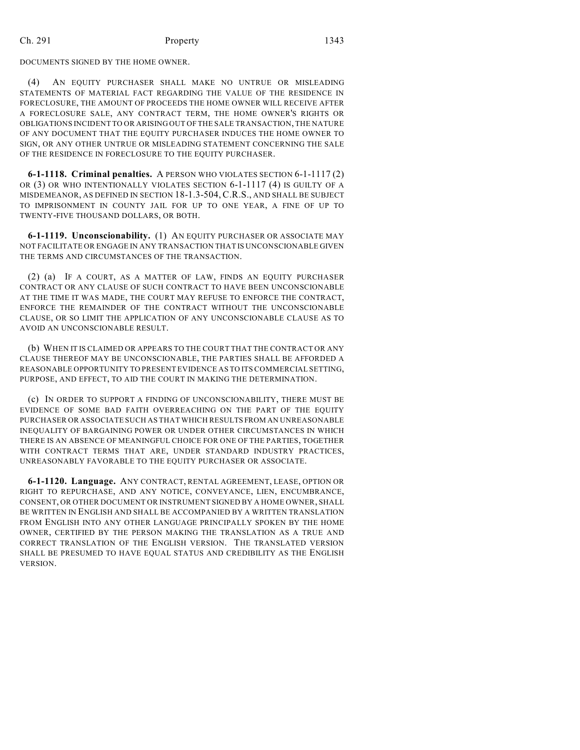DOCUMENTS SIGNED BY THE HOME OWNER.

(4) AN EQUITY PURCHASER SHALL MAKE NO UNTRUE OR MISLEADING STATEMENTS OF MATERIAL FACT REGARDING THE VALUE OF THE RESIDENCE IN FORECLOSURE, THE AMOUNT OF PROCEEDS THE HOME OWNER WILL RECEIVE AFTER A FORECLOSURE SALE, ANY CONTRACT TERM, THE HOME OWNER'S RIGHTS OR OBLIGATIONS INCIDENT TO OR ARISING OUT OF THE SALE TRANSACTION, THE NATURE OF ANY DOCUMENT THAT THE EQUITY PURCHASER INDUCES THE HOME OWNER TO SIGN, OR ANY OTHER UNTRUE OR MISLEADING STATEMENT CONCERNING THE SALE OF THE RESIDENCE IN FORECLOSURE TO THE EQUITY PURCHASER.

**6-1-1118. Criminal penalties.** A PERSON WHO VIOLATES SECTION 6-1-1117 (2) OR (3) OR WHO INTENTIONALLY VIOLATES SECTION 6-1-1117 (4) IS GUILTY OF A MISDEMEANOR, AS DEFINED IN SECTION 18-1.3-504, C.R.S., AND SHALL BE SUBJECT TO IMPRISONMENT IN COUNTY JAIL FOR UP TO ONE YEAR, A FINE OF UP TO TWENTY-FIVE THOUSAND DOLLARS, OR BOTH.

**6-1-1119. Unconscionability.** (1) AN EQUITY PURCHASER OR ASSOCIATE MAY NOT FACILITATE OR ENGAGE IN ANY TRANSACTION THAT IS UNCONSCIONABLE GIVEN THE TERMS AND CIRCUMSTANCES OF THE TRANSACTION.

(2) (a) IF A COURT, AS A MATTER OF LAW, FINDS AN EQUITY PURCHASER CONTRACT OR ANY CLAUSE OF SUCH CONTRACT TO HAVE BEEN UNCONSCIONABLE AT THE TIME IT WAS MADE, THE COURT MAY REFUSE TO ENFORCE THE CONTRACT, ENFORCE THE REMAINDER OF THE CONTRACT WITHOUT THE UNCONSCIONABLE CLAUSE, OR SO LIMIT THE APPLICATION OF ANY UNCONSCIONABLE CLAUSE AS TO AVOID AN UNCONSCIONABLE RESULT.

(b) WHEN IT IS CLAIMED OR APPEARS TO THE COURT THAT THE CONTRACT OR ANY CLAUSE THEREOF MAY BE UNCONSCIONABLE, THE PARTIES SHALL BE AFFORDED A REASONABLE OPPORTUNITY TO PRESENT EVIDENCE AS TO ITS COMMERCIAL SETTING, PURPOSE, AND EFFECT, TO AID THE COURT IN MAKING THE DETERMINATION.

(c) IN ORDER TO SUPPORT A FINDING OF UNCONSCIONABILITY, THERE MUST BE EVIDENCE OF SOME BAD FAITH OVERREACHING ON THE PART OF THE EQUITY PURCHASER OR ASSOCIATE SUCH AS THAT WHICH RESULTS FROM AN UNREASONABLE INEQUALITY OF BARGAINING POWER OR UNDER OTHER CIRCUMSTANCES IN WHICH THERE IS AN ABSENCE OF MEANINGFUL CHOICE FOR ONE OF THE PARTIES, TOGETHER WITH CONTRACT TERMS THAT ARE, UNDER STANDARD INDUSTRY PRACTICES, UNREASONABLY FAVORABLE TO THE EQUITY PURCHASER OR ASSOCIATE.

**6-1-1120. Language.** ANY CONTRACT, RENTAL AGREEMENT, LEASE, OPTION OR RIGHT TO REPURCHASE, AND ANY NOTICE, CONVEYANCE, LIEN, ENCUMBRANCE, CONSENT, OR OTHER DOCUMENT OR INSTRUMENT SIGNED BY A HOME OWNER, SHALL BE WRITTEN IN ENGLISH AND SHALL BE ACCOMPANIED BY A WRITTEN TRANSLATION FROM ENGLISH INTO ANY OTHER LANGUAGE PRINCIPALLY SPOKEN BY THE HOME OWNER, CERTIFIED BY THE PERSON MAKING THE TRANSLATION AS A TRUE AND CORRECT TRANSLATION OF THE ENGLISH VERSION. THE TRANSLATED VERSION SHALL BE PRESUMED TO HAVE EQUAL STATUS AND CREDIBILITY AS THE ENGLISH VERSION.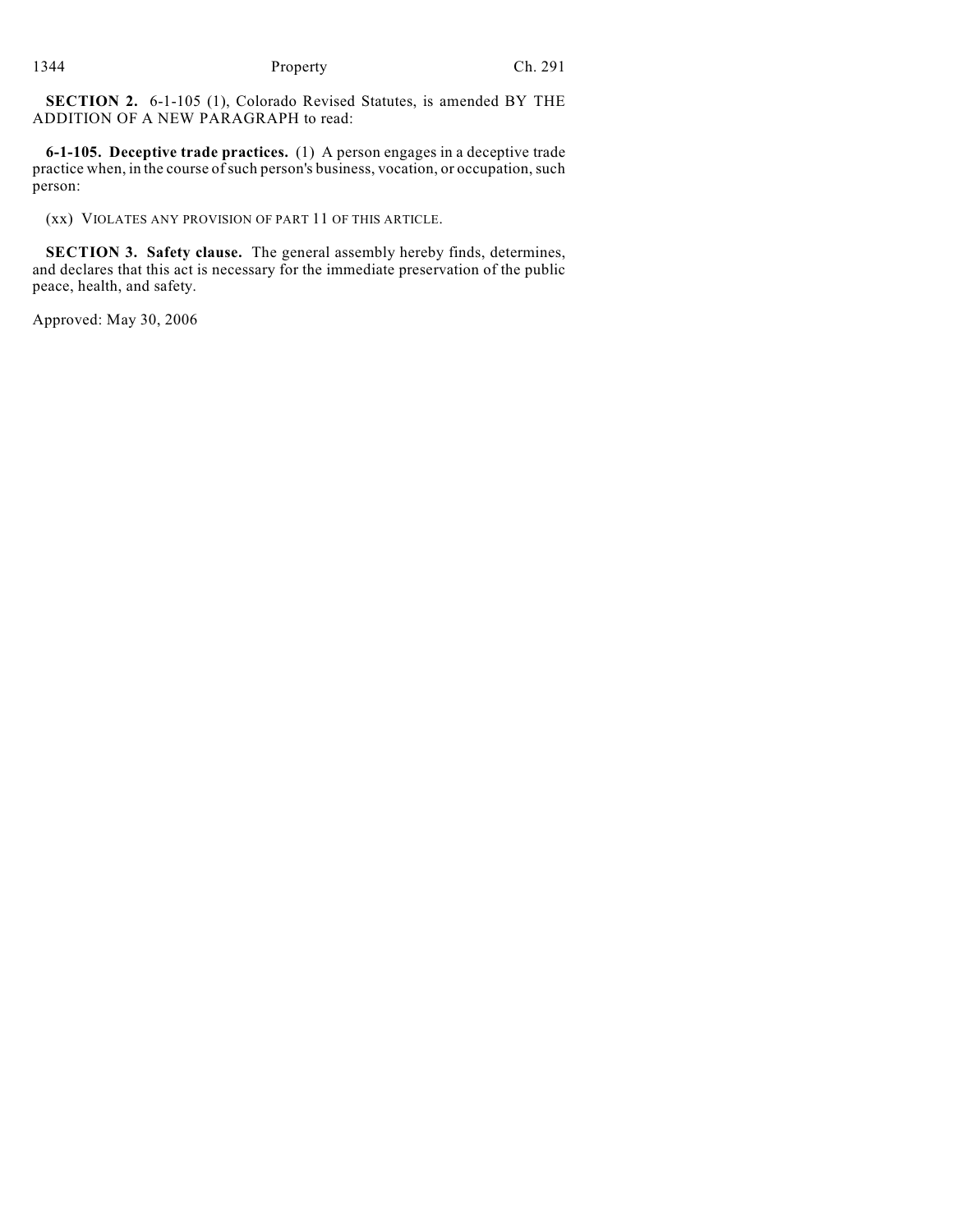**SECTION 2.** 6-1-105 (1), Colorado Revised Statutes, is amended BY THE ADDITION OF A NEW PARAGRAPH to read:

**6-1-105. Deceptive trade practices.** (1) A person engages in a deceptive trade practice when, in the course of such person's business, vocation, or occupation, such person:

(xx) VIOLATES ANY PROVISION OF PART 11 OF THIS ARTICLE.

**SECTION 3. Safety clause.** The general assembly hereby finds, determines, and declares that this act is necessary for the immediate preservation of the public peace, health, and safety.

Approved: May 30, 2006